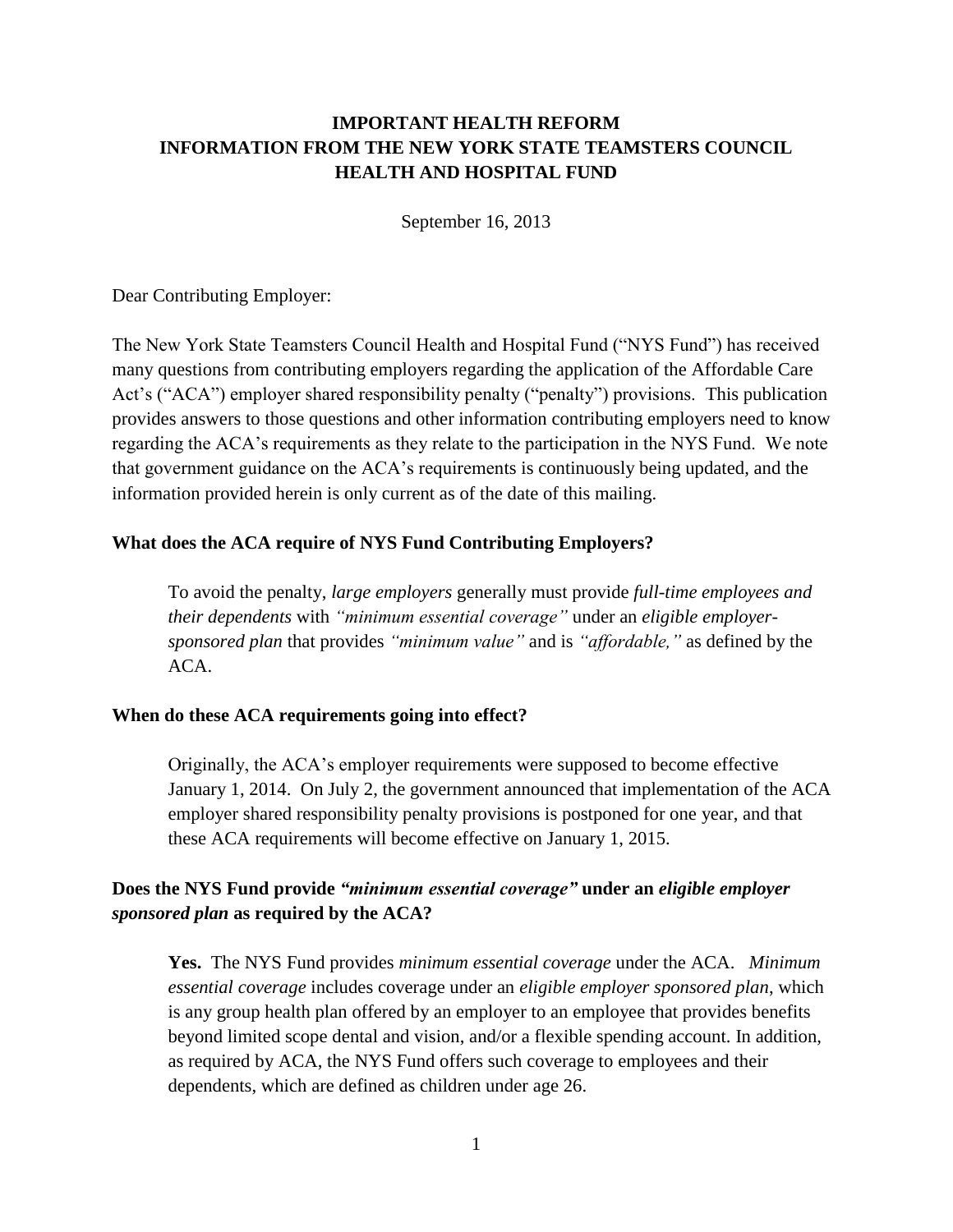**IMPORTANT HEALTH REFORM**
**INFORMATION FROM THE NEW YORK STATE TEAMSTERS COUNCIL**
**HEALTH AND HOSPITAL FUND**

September 16, 2013

Dear Contributing Employer:

The New York State Teamsters Council Health and Hospital Fund ("NYS Fund") has received many questions from contributing employers regarding the application of the Affordable Care Act's ("ACA") employer shared responsibility penalty ("penalty") provisions. This publication provides answers to those questions and other information contributing employers need to know regarding the ACA's requirements as they relate to the participation in the NYS Fund. We note that government guidance on the ACA's requirements is continuously being updated, and the information provided herein is only current as of the date of this mailing.

**What does the ACA require of NYS Fund Contributing Employers?**

> To avoid the penalty, *large employers* generally must provide *full-time employees and their dependents* with *"minimum essential coverage"* under an *eligible employer-sponsored plan* that provides *"minimum value"* and is *"affordable,"* as defined by the ACA.

**When do these ACA requirements going into effect?**

> Originally, the ACA's employer requirements were supposed to become effective January 1, 2014. On July 2, the government announced that implementation of the ACA employer shared responsibility penalty provisions is postponed for one year, and that these ACA requirements will become effective on January 1, 2015.

**Does the NYS Fund provide *"minimum essential coverage"* under an *eligible employer sponsored plan* as required by the ACA?**

> **Yes.** The NYS Fund provides *minimum essential coverage* under the ACA. *Minimum essential coverage* includes coverage under an *eligible employer sponsored plan*, which is any group health plan offered by an employer to an employee that provides benefits beyond limited scope dental and vision, and/or a flexible spending account. In addition, as required by ACA, the NYS Fund offers such coverage to employees and their dependents, which are defined as children under age 26.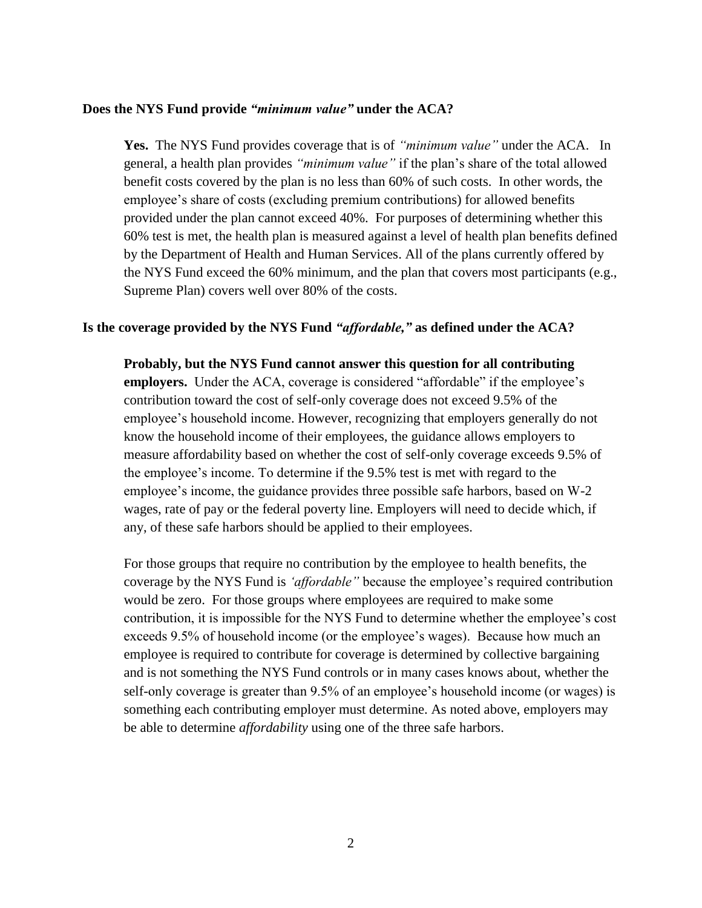**Does the NYS Fund provide *"minimum value"* under the ACA?**

**Yes.** The NYS Fund provides coverage that is of *"minimum value"* under the ACA. In general, a health plan provides *"minimum value"* if the plan's share of the total allowed benefit costs covered by the plan is no less than 60% of such costs. In other words, the employee's share of costs (excluding premium contributions) for allowed benefits provided under the plan cannot exceed 40%. For purposes of determining whether this 60% test is met, the health plan is measured against a level of health plan benefits defined by the Department of Health and Human Services. All of the plans currently offered by the NYS Fund exceed the 60% minimum, and the plan that covers most participants (e.g., Supreme Plan) covers well over 80% of the costs.

**Is the coverage provided by the NYS Fund *"affordable,"* as defined under the ACA?**

**Probably, but the NYS Fund cannot answer this question for all contributing employers.** Under the ACA, coverage is considered "affordable" if the employee's contribution toward the cost of self-only coverage does not exceed 9.5% of the employee's household income. However, recognizing that employers generally do not know the household income of their employees, the guidance allows employers to measure affordability based on whether the cost of self-only coverage exceeds 9.5% of the employee's income. To determine if the 9.5% test is met with regard to the employee's income, the guidance provides three possible safe harbors, based on W-2 wages, rate of pay or the federal poverty line. Employers will need to decide which, if any, of these safe harbors should be applied to their employees.

For those groups that require no contribution by the employee to health benefits, the coverage by the NYS Fund is *'affordable"* because the employee's required contribution would be zero. For those groups where employees are required to make some contribution, it is impossible for the NYS Fund to determine whether the employee's cost exceeds 9.5% of household income (or the employee's wages). Because how much an employee is required to contribute for coverage is determined by collective bargaining and is not something the NYS Fund controls or in many cases knows about, whether the self-only coverage is greater than 9.5% of an employee's household income (or wages) is something each contributing employer must determine. As noted above, employers may be able to determine *affordability* using one of the three safe harbors.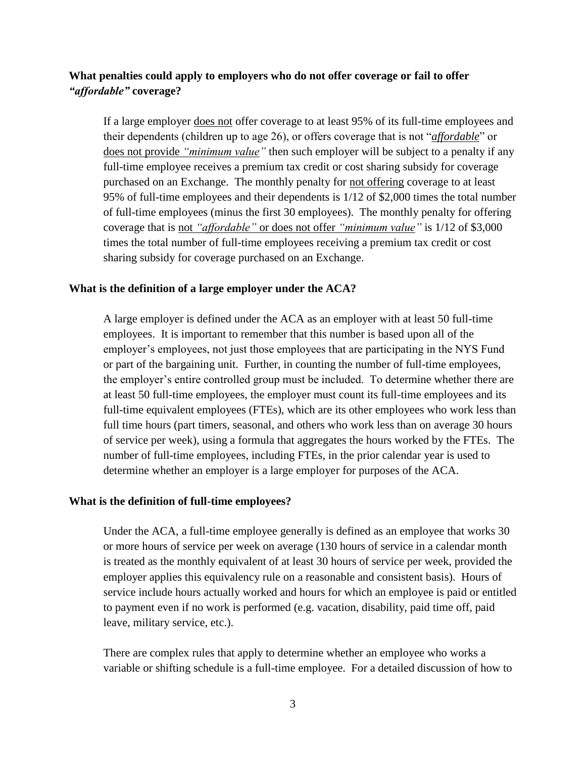**What penalties could apply to employers who do not offer coverage or fail to offer *"affordable"* coverage?**

If a large employer does not offer coverage to at least 95% of its full-time employees and their dependents (children up to age 26), or offers coverage that is not "***affordable***" or does not provide *"minimum value"* then such employer will be subject to a penalty if any full-time employee receives a premium tax credit or cost sharing subsidy for coverage purchased on an Exchange. The monthly penalty for not offering coverage to at least 95% of full-time employees and their dependents is 1/12 of $2,000 times the total number of full-time employees (minus the first 30 employees). The monthly penalty for offering coverage that is not *"affordable"* or does not offer *"minimum value"* is 1/12 of $3,000 times the total number of full-time employees receiving a premium tax credit or cost sharing subsidy for coverage purchased on an Exchange.

**What is the definition of a large employer under the ACA?**

A large employer is defined under the ACA as an employer with at least 50 full-time employees. It is important to remember that this number is based upon all of the employer's employees, not just those employees that are participating in the NYS Fund or part of the bargaining unit. Further, in counting the number of full-time employees, the employer's entire controlled group must be included. To determine whether there are at least 50 full-time employees, the employer must count its full-time employees and its full-time equivalent employees (FTEs), which are its other employees who work less than full time hours (part timers, seasonal, and others who work less than on average 30 hours of service per week), using a formula that aggregates the hours worked by the FTEs. The number of full-time employees, including FTEs, in the prior calendar year is used to determine whether an employer is a large employer for purposes of the ACA.

**What is the definition of full-time employees?**

Under the ACA, a full-time employee generally is defined as an employee that works 30 or more hours of service per week on average (130 hours of service in a calendar month is treated as the monthly equivalent of at least 30 hours of service per week, provided the employer applies this equivalency rule on a reasonable and consistent basis). Hours of service include hours actually worked and hours for which an employee is paid or entitled to payment even if no work is performed (e.g. vacation, disability, paid time off, paid leave, military service, etc.).

There are complex rules that apply to determine whether an employee who works a variable or shifting schedule is a full-time employee. For a detailed discussion of how to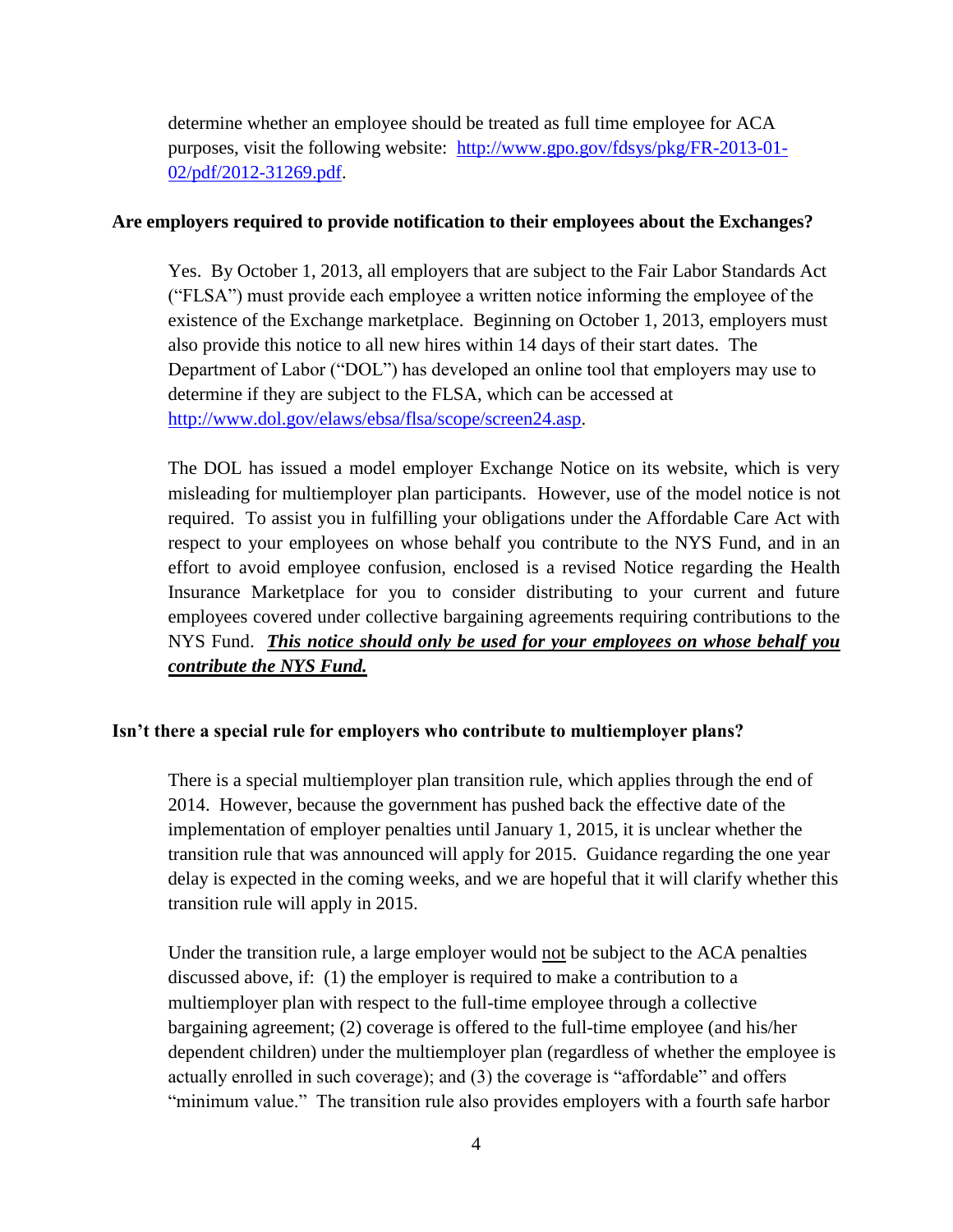determine whether an employee should be treated as full time employee for ACA purposes, visit the following website: [http://www.gpo.gov/fdsys/pkg/FR-2013-01-02/pdf/2012-31269.pdf](http://www.gpo.gov/fdsys/pkg/FR-2013-01-02/pdf/2012-31269.pdf).

**Are employers required to provide notification to their employees about the Exchanges?**

Yes. By October 1, 2013, all employers that are subject to the Fair Labor Standards Act ("FLSA") must provide each employee a written notice informing the employee of the existence of the Exchange marketplace. Beginning on October 1, 2013, employers must also provide this notice to all new hires within 14 days of their start dates. The Department of Labor ("DOL") has developed an online tool that employers may use to determine if they are subject to the FLSA, which can be accessed at [http://www.dol.gov/elaws/ebsa/flsa/scope/screen24.asp](http://www.dol.gov/elaws/ebsa/flsa/scope/screen24.asp).

The DOL has issued a model employer Exchange Notice on its website, which is very misleading for multiemployer plan participants. However, use of the model notice is not required. To assist you in fulfilling your obligations under the Affordable Care Act with respect to your employees on whose behalf you contribute to the NYS Fund, and in an effort to avoid employee confusion, enclosed is a revised Notice regarding the Health Insurance Marketplace for you to consider distributing to your current and future employees covered under collective bargaining agreements requiring contributions to the NYS Fund. ***<u>This notice should only be used for your employees on whose behalf you contribute the NYS Fund.</u>***

**Isn't there a special rule for employers who contribute to multiemployer plans?**

There is a special multiemployer plan transition rule, which applies through the end of 2014. However, because the government has pushed back the effective date of the implementation of employer penalties until January 1, 2015, it is unclear whether the transition rule that was announced will apply for 2015. Guidance regarding the one year delay is expected in the coming weeks, and we are hopeful that it will clarify whether this transition rule will apply in 2015.

Under the transition rule, a large employer would <u>not</u> be subject to the ACA penalties discussed above, if: (1) the employer is required to make a contribution to a multiemployer plan with respect to the full-time employee through a collective bargaining agreement; (2) coverage is offered to the full-time employee (and his/her dependent children) under the multiemployer plan (regardless of whether the employee is actually enrolled in such coverage); and (3) the coverage is "affordable" and offers "minimum value." The transition rule also provides employers with a fourth safe harbor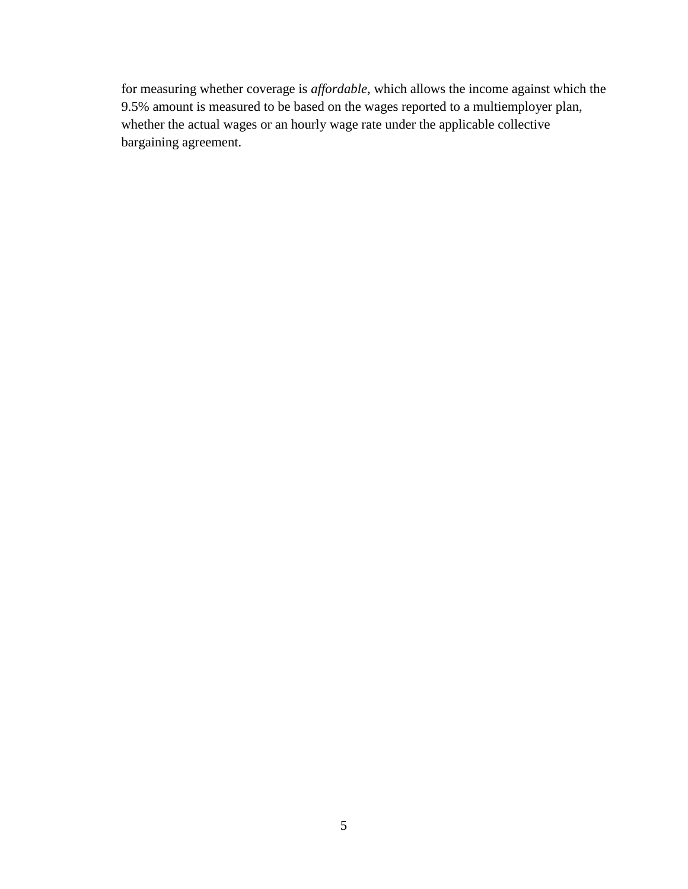for measuring whether coverage is *affordable*, which allows the income against which the 9.5% amount is measured to be based on the wages reported to a multiemployer plan, whether the actual wages or an hourly wage rate under the applicable collective bargaining agreement.